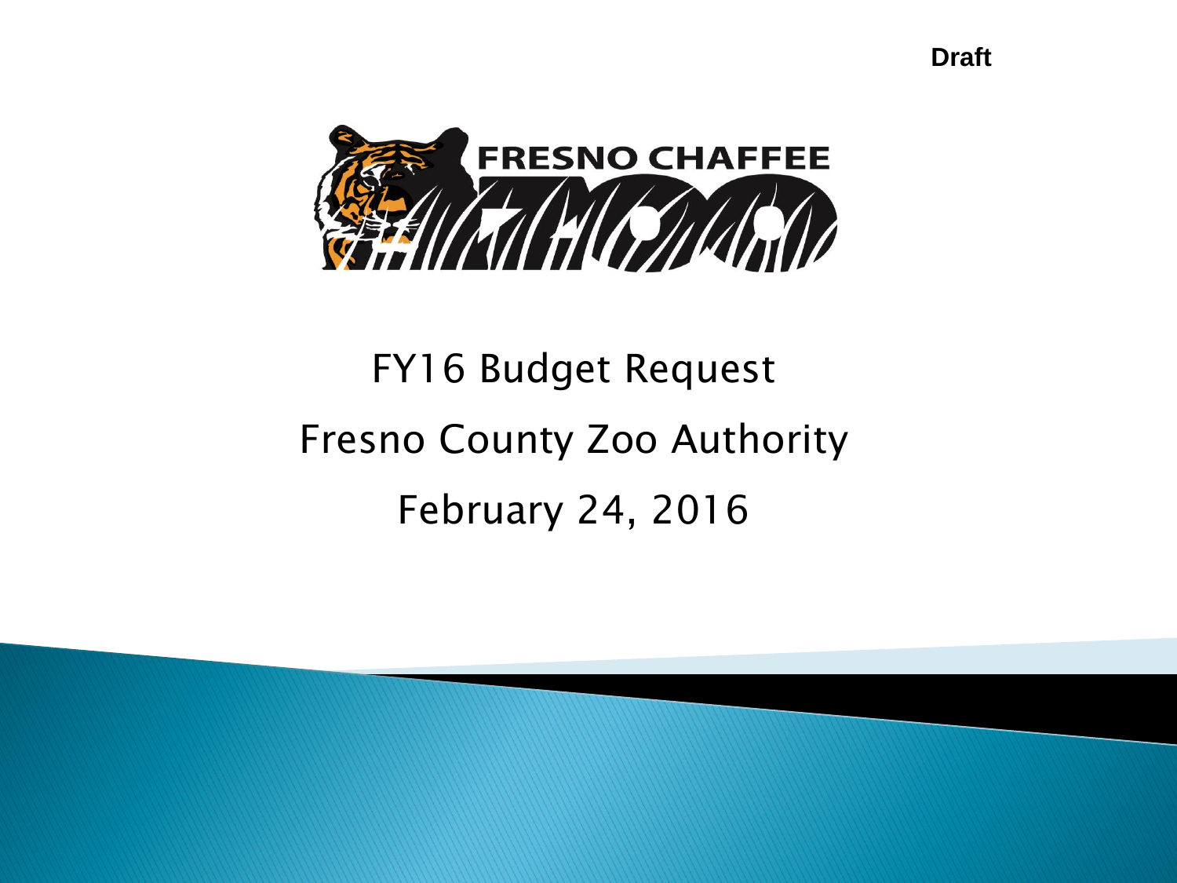Draft

FRESNO CHAFFEE ZOO

# FY16 Budget Request

## Fresno County Zoo Authority

February 24, 2016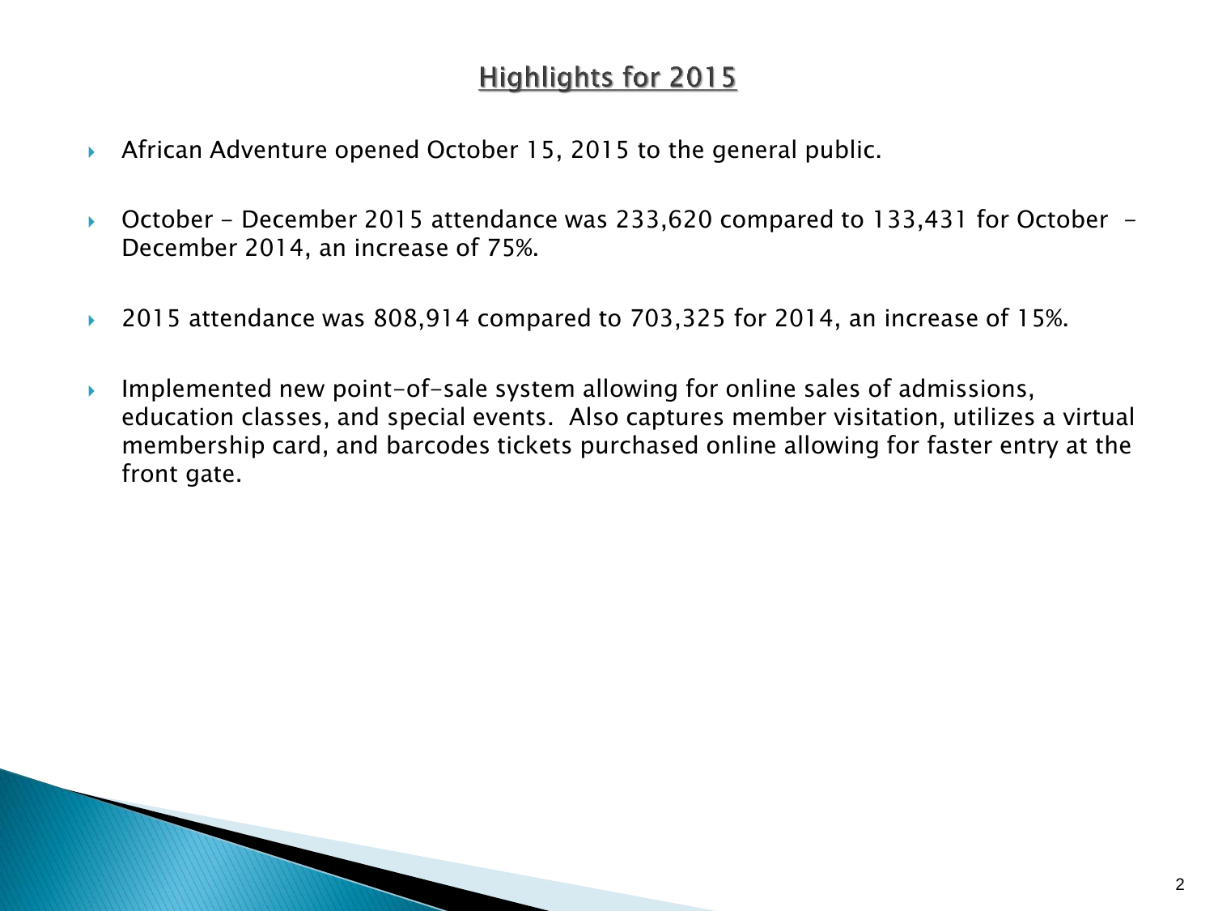## Highlights for 2015

- African Adventure opened October 15, 2015 to the general public.
- October - December 2015 attendance was 233,620 compared to 133,431 for October - December 2014, an increase of 75%.
- 2015 attendance was 808,914 compared to 703,325 for 2014, an increase of 15%.
- Implemented new point-of-sale system allowing for online sales of admissions, education classes, and special events. Also captures member visitation, utilizes a virtual membership card, and barcodes tickets purchased online allowing for faster entry at the front gate.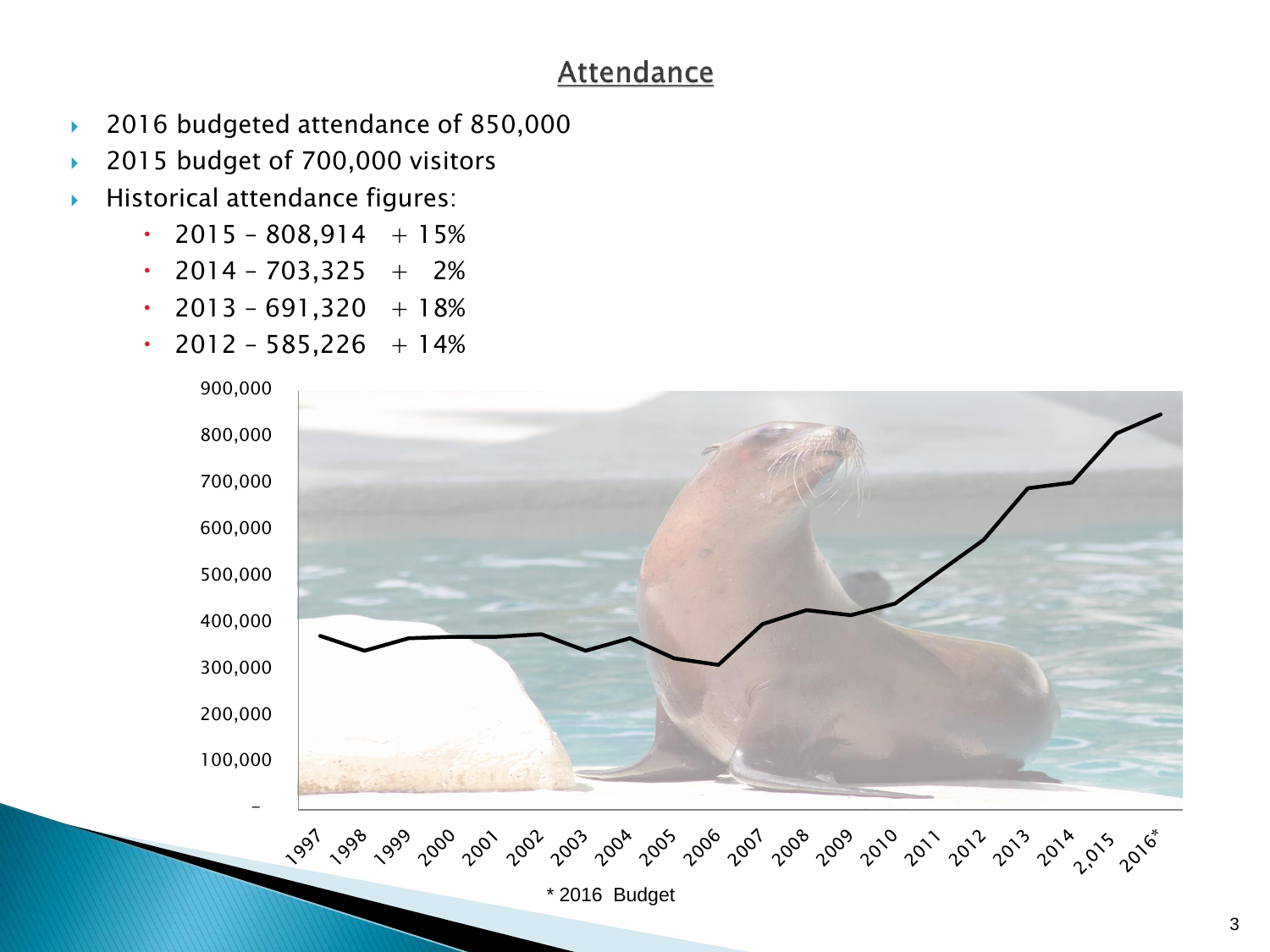# Attendance

- 2016 budgeted attendance of 850,000
- 2015 budget of 700,000 visitors
- Historical attendance figures:
  - 2015 – 808,914 + 15%
  - 2014 – 703,325 + 2%
  - 2013 – 691,320 + 18%
  - 2012 – 585,226 + 14%

\* 2016 Budget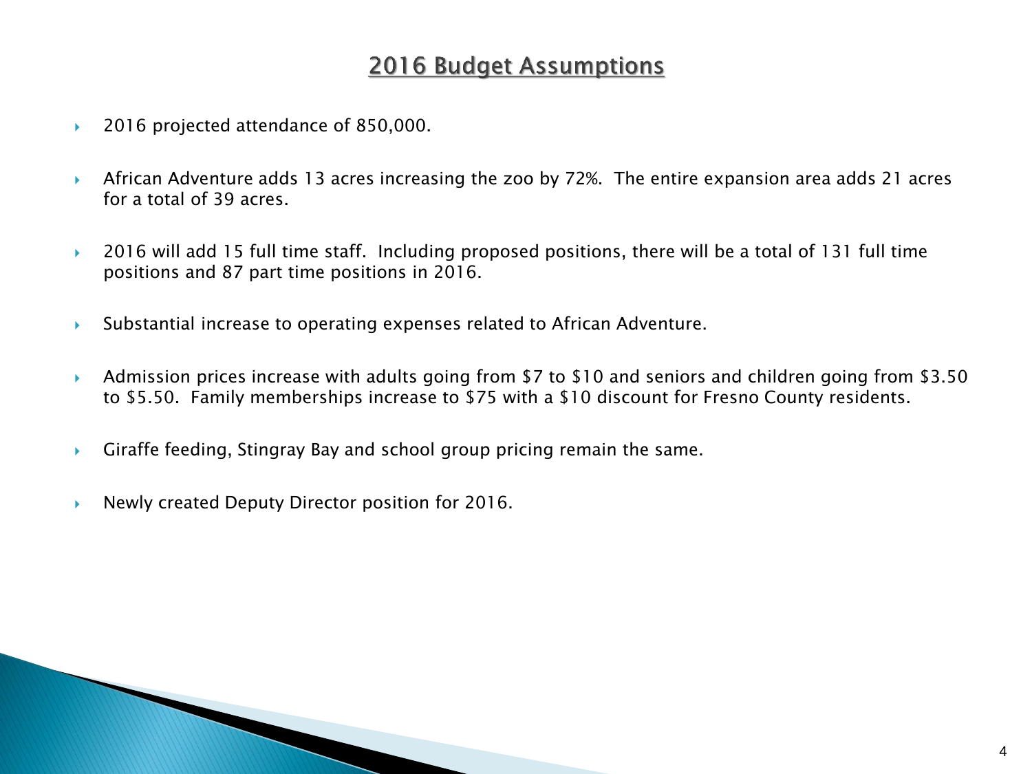# 2016 Budget Assumptions

- 2016 projected attendance of 850,000.
- African Adventure adds 13 acres increasing the zoo by 72%. The entire expansion area adds 21 acres for a total of 39 acres.
- 2016 will add 15 full time staff. Including proposed positions, there will be a total of 131 full time positions and 87 part time positions in 2016.
- Substantial increase to operating expenses related to African Adventure.
- Admission prices increase with adults going from $7 to $10 and seniors and children going from $3.50 to $5.50. Family memberships increase to $75 with a $10 discount for Fresno County residents.
- Giraffe feeding, Stingray Bay and school group pricing remain the same.
- Newly created Deputy Director position for 2016.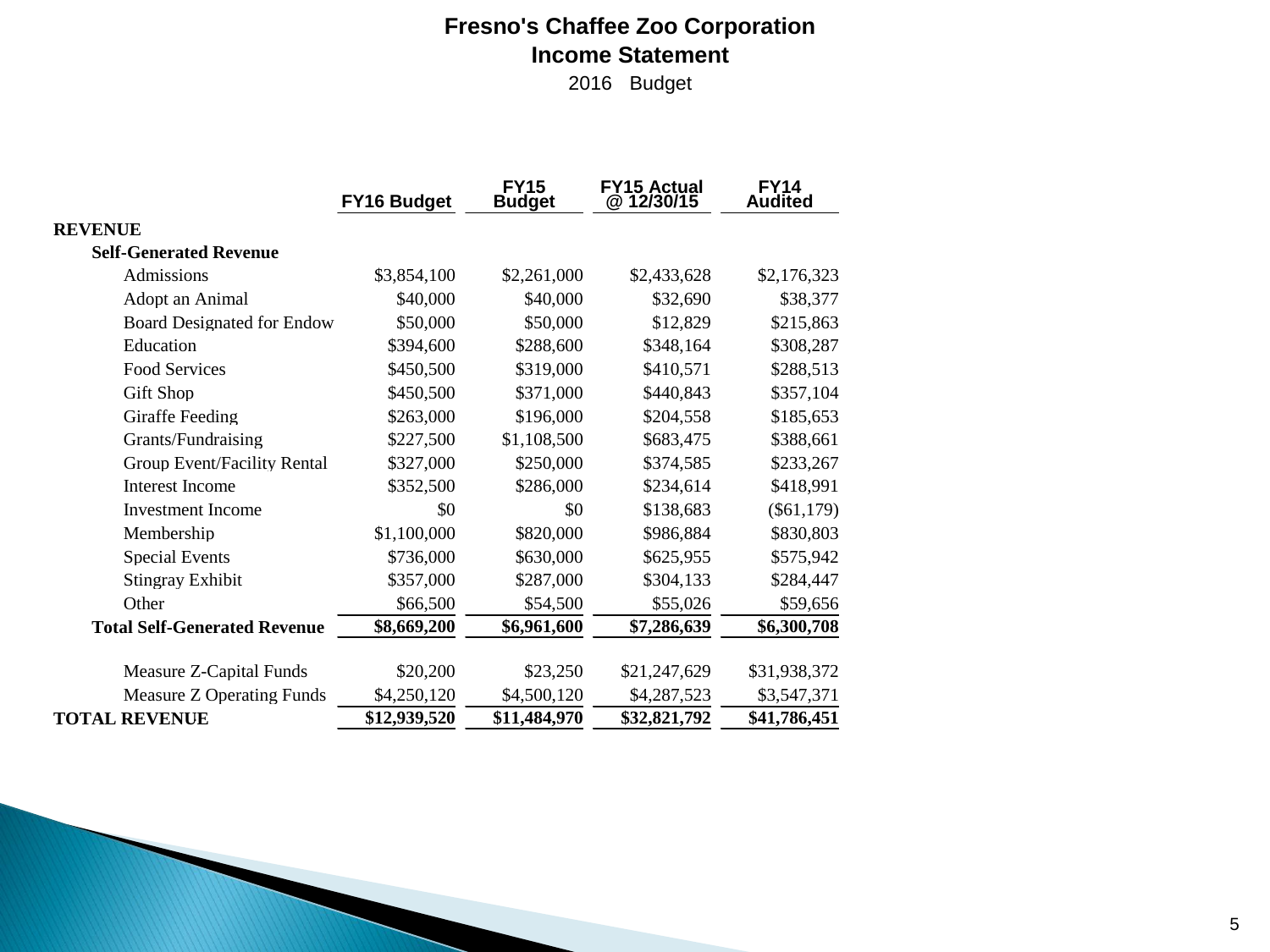# Fresno's Chaffee Zoo Corporation

## Income Statement

2016 Budget

| | FY16 Budget | FY15 Budget | FY15 Actual @ 12/30/15 | FY14 Audited |
|---|---|---|---|---|
| **REVENUE** | | | | |
| **Self-Generated Revenue** | | | | |
| Admissions | $3,854,100 | $2,261,000 | $2,433,628 | $2,176,323 |
| Adopt an Animal | $40,000 | $40,000 | $32,690 | $38,377 |
| Board Designated for Endow | $50,000 | $50,000 | $12,829 | $215,863 |
| Education | $394,600 | $288,600 | $348,164 | $308,287 |
| Food Services | $450,500 | $319,000 | $410,571 | $288,513 |
| Gift Shop | $450,500 | $371,000 | $440,843 | $357,104 |
| Giraffe Feeding | $263,000 | $196,000 | $204,558 | $185,653 |
| Grants/Fundraising | $227,500 | $1,108,500 | $683,475 | $388,661 |
| Group Event/Facility Rental | $327,000 | $250,000 | $374,585 | $233,267 |
| Interest Income | $352,500 | $286,000 | $234,614 | $418,991 |
| Investment Income | $0 | $0 | $138,683 | ($61,179) |
| Membership | $1,100,000 | $820,000 | $986,884 | $830,803 |
| Special Events | $736,000 | $630,000 | $625,955 | $575,942 |
| Stingray Exhibit | $357,000 | $287,000 | $304,133 | $284,447 |
| Other | $66,500 | $54,500 | $55,026 | $59,656 |
| **Total Self-Generated Revenue** | **$8,669,200** | **$6,961,600** | **$7,286,639** | **$6,300,708** |
| Measure Z-Capital Funds | $20,200 | $23,250 | $21,247,629 | $31,938,372 |
| Measure Z Operating Funds | $4,250,120 | $4,500,120 | $4,287,523 | $3,547,371 |
| **TOTAL REVENUE** | **$12,939,520** | **$11,484,970** | **$32,821,792** | **$41,786,451** |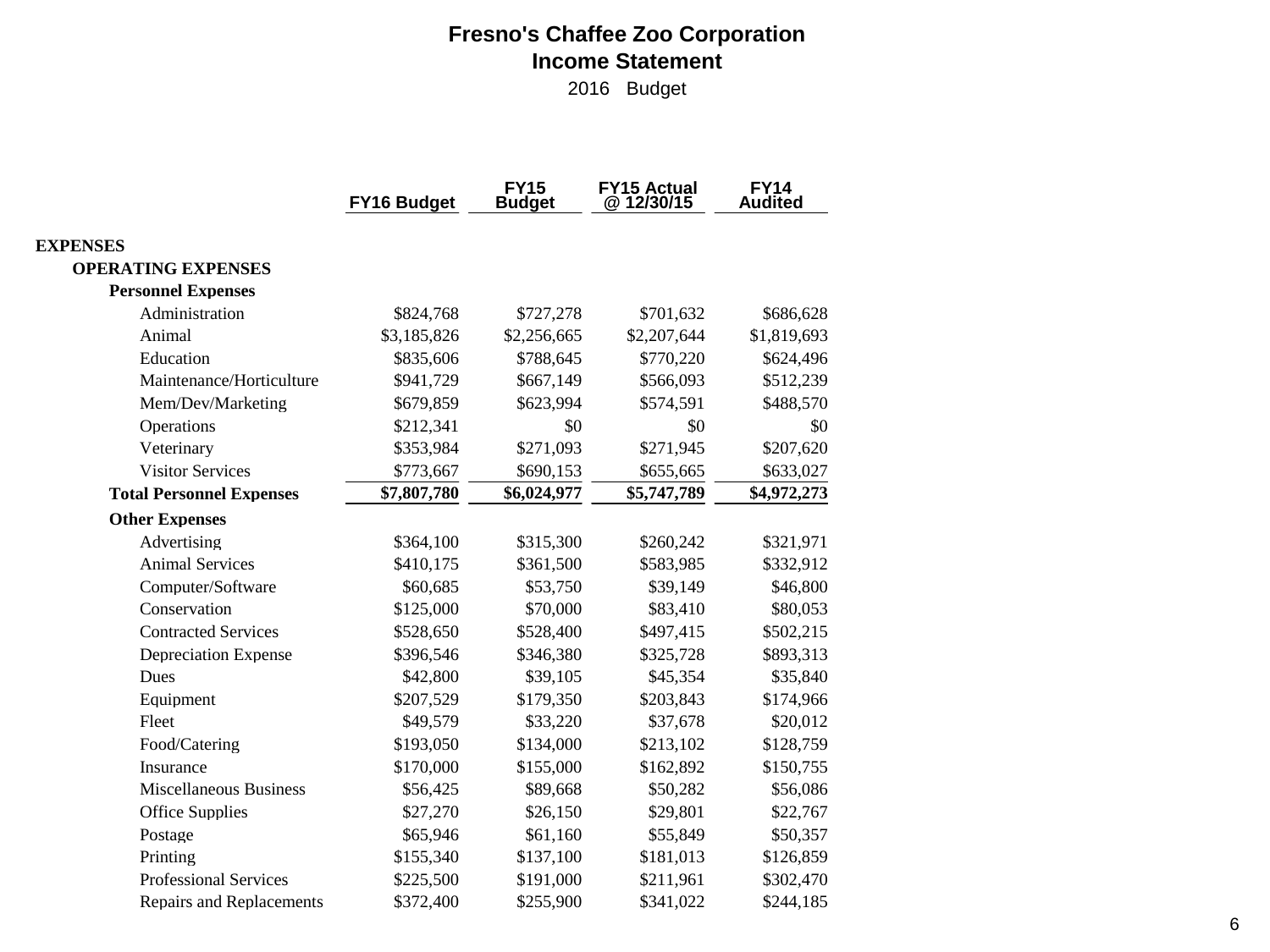# Fresno's Chaffee Zoo Corporation

## Income Statement

2016 Budget

| | FY16 Budget | FY15 Budget | FY15 Actual @ 12/30/15 | FY14 Audited |
|---|---|---|---|---|
| **EXPENSES** | | | | |
| **OPERATING EXPENSES** | | | | |
| **Personnel Expenses** | | | | |
| Administration | $824,768 | $727,278 | $701,632 | $686,628 |
| Animal | $3,185,826 | $2,256,665 | $2,207,644 | $1,819,693 |
| Education | $835,606 | $788,645 | $770,220 | $624,496 |
| Maintenance/Horticulture | $941,729 | $667,149 | $566,093 | $512,239 |
| Mem/Dev/Marketing | $679,859 | $623,994 | $574,591 | $488,570 |
| Operations | $212,341 | $0 | $0 | $0 |
| Veterinary | $353,984 | $271,093 | $271,945 | $207,620 |
| Visitor Services | $773,667 | $690,153 | $655,665 | $633,027 |
| **Total Personnel Expenses** | **$7,807,780** | **$6,024,977** | **$5,747,789** | **$4,972,273** |
| **Other Expenses** | | | | |
| Advertising | $364,100 | $315,300 | $260,242 | $321,971 |
| Animal Services | $410,175 | $361,500 | $583,985 | $332,912 |
| Computer/Software | $60,685 | $53,750 | $39,149 | $46,800 |
| Conservation | $125,000 | $70,000 | $83,410 | $80,053 |
| Contracted Services | $528,650 | $528,400 | $497,415 | $502,215 |
| Depreciation Expense | $396,546 | $346,380 | $325,728 | $893,313 |
| Dues | $42,800 | $39,105 | $45,354 | $35,840 |
| Equipment | $207,529 | $179,350 | $203,843 | $174,966 |
| Fleet | $49,579 | $33,220 | $37,678 | $20,012 |
| Food/Catering | $193,050 | $134,000 | $213,102 | $128,759 |
| Insurance | $170,000 | $155,000 | $162,892 | $150,755 |
| Miscellaneous Business | $56,425 | $89,668 | $50,282 | $56,086 |
| Office Supplies | $27,270 | $26,150 | $29,801 | $22,767 |
| Postage | $65,946 | $61,160 | $55,849 | $50,357 |
| Printing | $155,340 | $137,100 | $181,013 | $126,859 |
| Professional Services | $225,500 | $191,000 | $211,961 | $302,470 |
| Repairs and Replacements | $372,400 | $255,900 | $341,022 | $244,185 |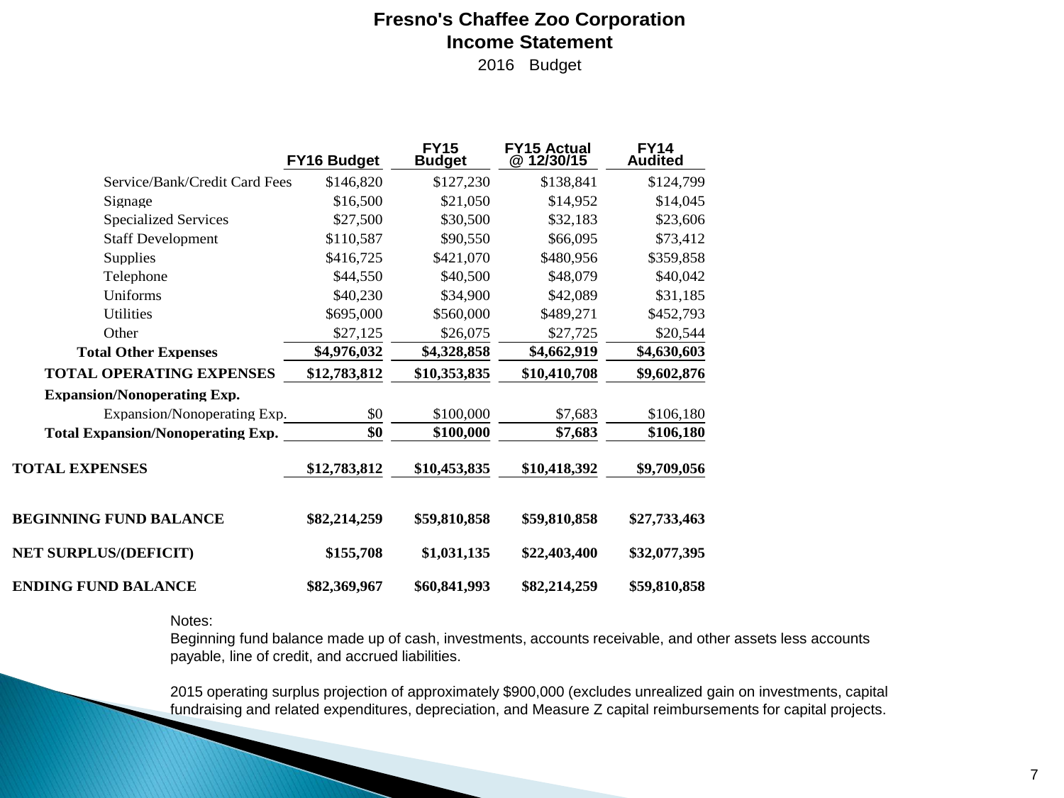# Fresno's Chaffee Zoo Corporation

## Income Statement

2016 Budget

| | FY16 Budget | FY15 Budget | FY15 Actual @ 12/30/15 | FY14 Audited |
|---|---|---|---|---|
| Service/Bank/Credit Card Fees | $146,820 | $127,230 | $138,841 | $124,799 |
| Signage | $16,500 | $21,050 | $14,952 | $14,045 |
| Specialized Services | $27,500 | $30,500 | $32,183 | $23,606 |
| Staff Development | $110,587 | $90,550 | $66,095 | $73,412 |
| Supplies | $416,725 | $421,070 | $480,956 | $359,858 |
| Telephone | $44,550 | $40,500 | $48,079 | $40,042 |
| Uniforms | $40,230 | $34,900 | $42,089 | $31,185 |
| Utilities | $695,000 | $560,000 | $489,271 | $452,793 |
| Other | $27,125 | $26,075 | $27,725 | $20,544 |
| **Total Other Expenses** | **$4,976,032** | **$4,328,858** | **$4,662,919** | **$4,630,603** |
| **TOTAL OPERATING EXPENSES** | **$12,783,812** | **$10,353,835** | **$10,410,708** | **$9,602,876** |
| **Expansion/Nonoperating Exp.** | | | | |
| Expansion/Nonoperating Exp. | $0 | $100,000 | $7,683 | $106,180 |
| **Total Expansion/Nonoperating Exp.** | **$0** | **$100,000** | **$7,683** | **$106,180** |
| **TOTAL EXPENSES** | **$12,783,812** | **$10,453,835** | **$10,418,392** | **$9,709,056** |
| **BEGINNING FUND BALANCE** | **$82,214,259** | **$59,810,858** | **$59,810,858** | **$27,733,463** |
| **NET SURPLUS/(DEFICIT)** | **$155,708** | **$1,031,135** | **$22,403,400** | **$32,077,395** |
| **ENDING FUND BALANCE** | **$82,369,967** | **$60,841,993** | **$82,214,259** | **$59,810,858** |

Notes:

Beginning fund balance made up of cash, investments, accounts receivable, and other assets less accounts payable, line of credit, and accrued liabilities.

2015 operating surplus projection of approximately $900,000 (excludes unrealized gain on investments, capital fundraising and related expenditures, depreciation, and Measure Z capital reimbursements for capital projects.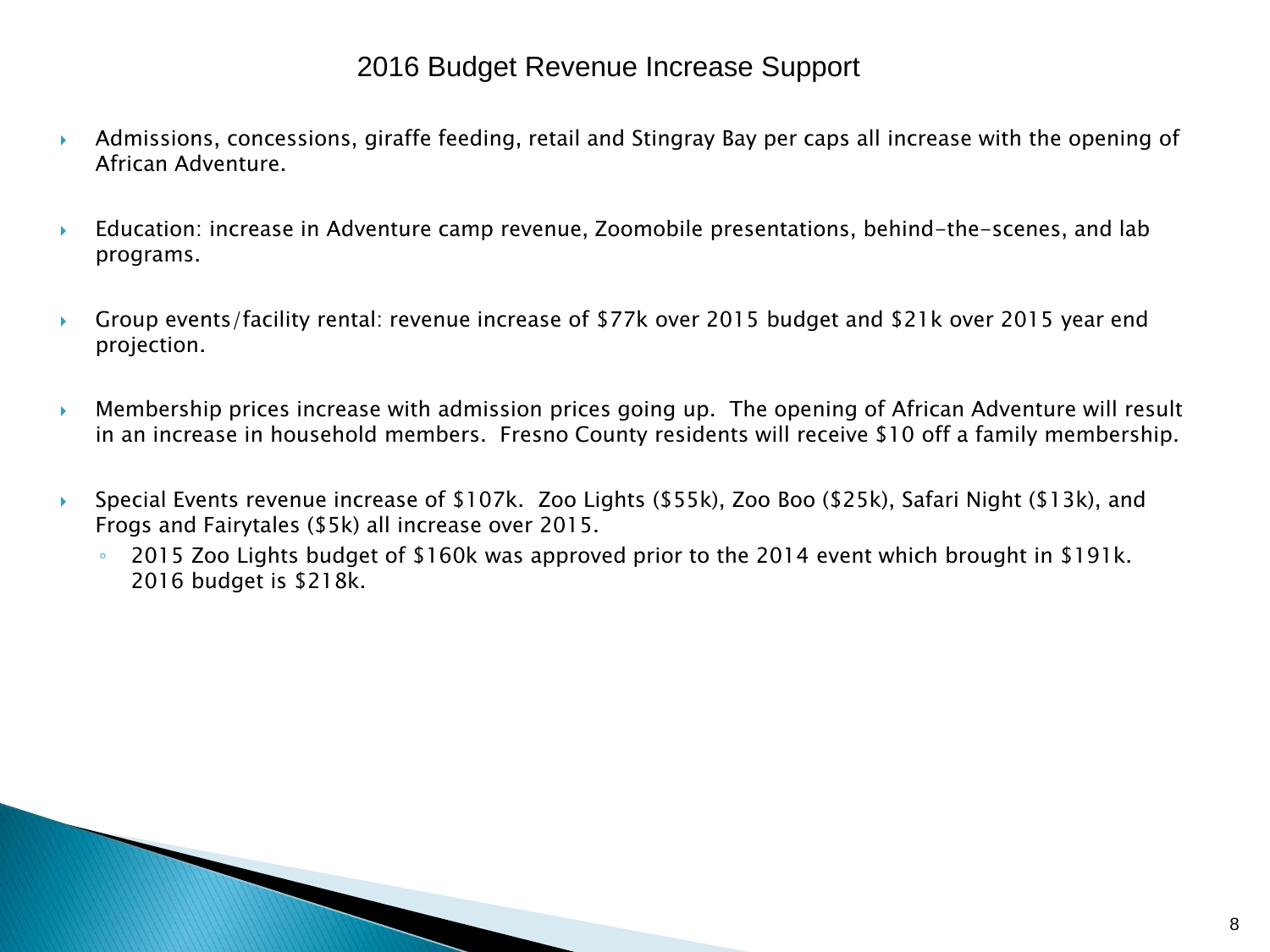# 2016 Budget Revenue Increase Support

- Admissions, concessions, giraffe feeding, retail and Stingray Bay per caps all increase with the opening of African Adventure.
- Education: increase in Adventure camp revenue, Zoomobile presentations, behind-the-scenes, and lab programs.
- Group events/facility rental: revenue increase of $77k over 2015 budget and $21k over 2015 year end projection.
- Membership prices increase with admission prices going up. The opening of African Adventure will result in an increase in household members. Fresno County residents will receive $10 off a family membership.
- Special Events revenue increase of $107k. Zoo Lights ($55k), Zoo Boo ($25k), Safari Night ($13k), and Frogs and Fairytales ($5k) all increase over 2015.
  - 2015 Zoo Lights budget of $160k was approved prior to the 2014 event which brought in $191k. 2016 budget is $218k.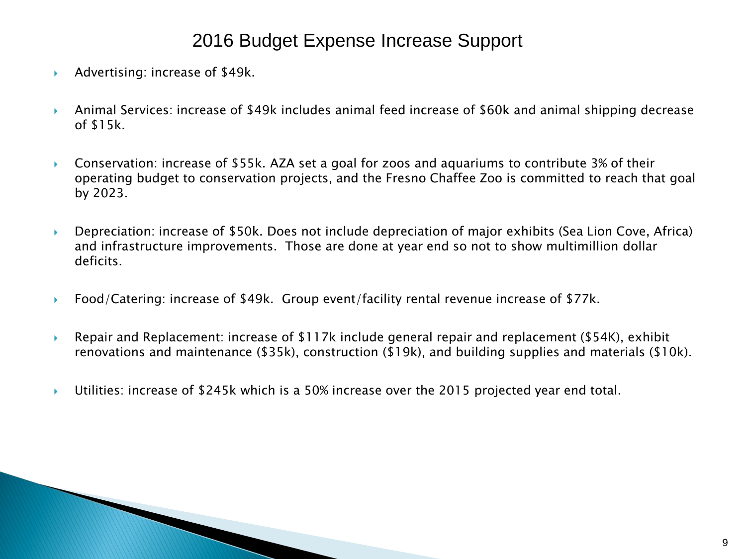# 2016 Budget Expense Increase Support

- Advertising: increase of $49k.
- Animal Services: increase of $49k includes animal feed increase of $60k and animal shipping decrease of $15k.
- Conservation: increase of $55k. AZA set a goal for zoos and aquariums to contribute 3% of their operating budget to conservation projects, and the Fresno Chaffee Zoo is committed to reach that goal by 2023.
- Depreciation: increase of $50k. Does not include depreciation of major exhibits (Sea Lion Cove, Africa) and infrastructure improvements. Those are done at year end so not to show multimillion dollar deficits.
- Food/Catering: increase of $49k. Group event/facility rental revenue increase of $77k.
- Repair and Replacement: increase of $117k include general repair and replacement ($54K), exhibit renovations and maintenance ($35k), construction ($19k), and building supplies and materials ($10k).
- Utilities: increase of $245k which is a 50% increase over the 2015 projected year end total.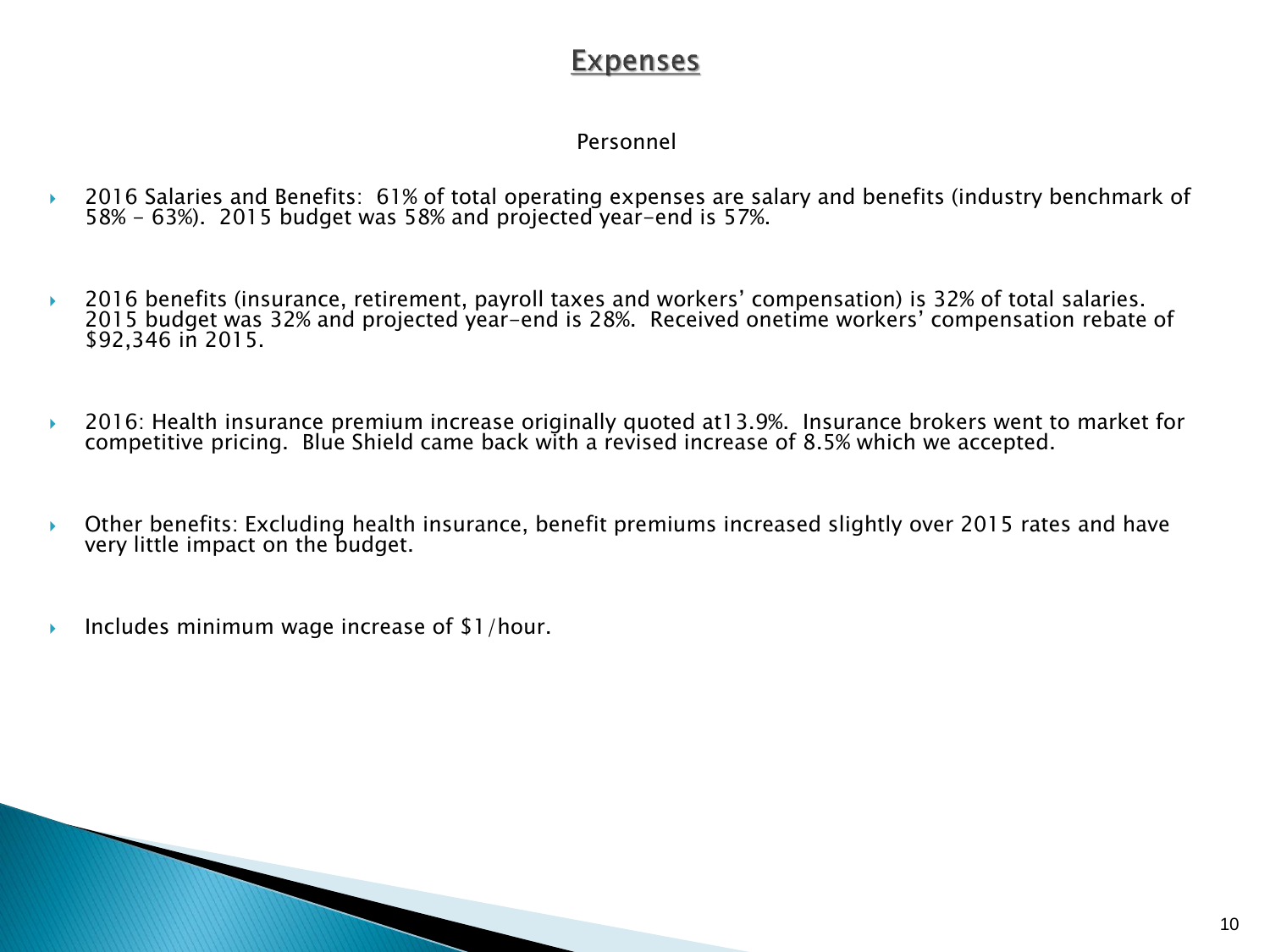# Expenses

## Personnel

- 2016 Salaries and Benefits: 61% of total operating expenses are salary and benefits (industry benchmark of 58% - 63%). 2015 budget was 58% and projected year-end is 57%.

- 2016 benefits (insurance, retirement, payroll taxes and workers' compensation) is 32% of total salaries. 2015 budget was 32% and projected year-end is 28%. Received onetime workers' compensation rebate of $92,346 in 2015.

- 2016: Health insurance premium increase originally quoted at13.9%. Insurance brokers went to market for competitive pricing. Blue Shield came back with a revised increase of 8.5% which we accepted.

- Other benefits: Excluding health insurance, benefit premiums increased slightly over 2015 rates and have very little impact on the budget.

- Includes minimum wage increase of $1/hour.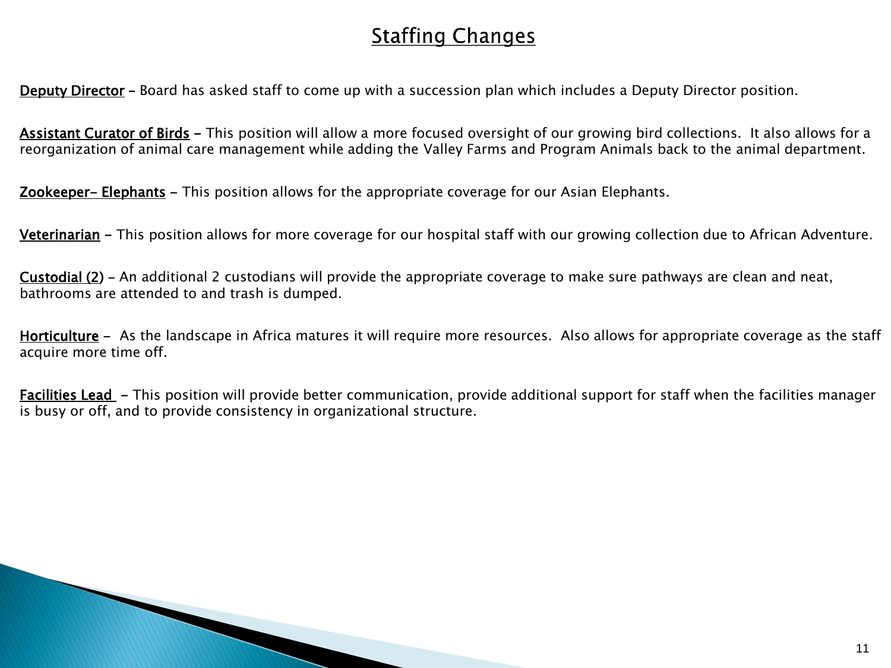# Staffing Changes

**Deputy Director** – Board has asked staff to come up with a succession plan which includes a Deputy Director position.

**Assistant Curator of Birds** – This position will allow a more focused oversight of our growing bird collections. It also allows for a reorganization of animal care management while adding the Valley Farms and Program Animals back to the animal department.

**Zookeeper- Elephants** – This position allows for the appropriate coverage for our Asian Elephants.

**Veterinarian** – This position allows for more coverage for our hospital staff with our growing collection due to African Adventure.

**Custodial (2)** – An additional 2 custodians will provide the appropriate coverage to make sure pathways are clean and neat, bathrooms are attended to and trash is dumped.

**Horticulture** – As the landscape in Africa matures it will require more resources. Also allows for appropriate coverage as the staff acquire more time off.

**Facilities Lead** – This position will provide better communication, provide additional support for staff when the facilities manager is busy or off, and to provide consistency in organizational structure.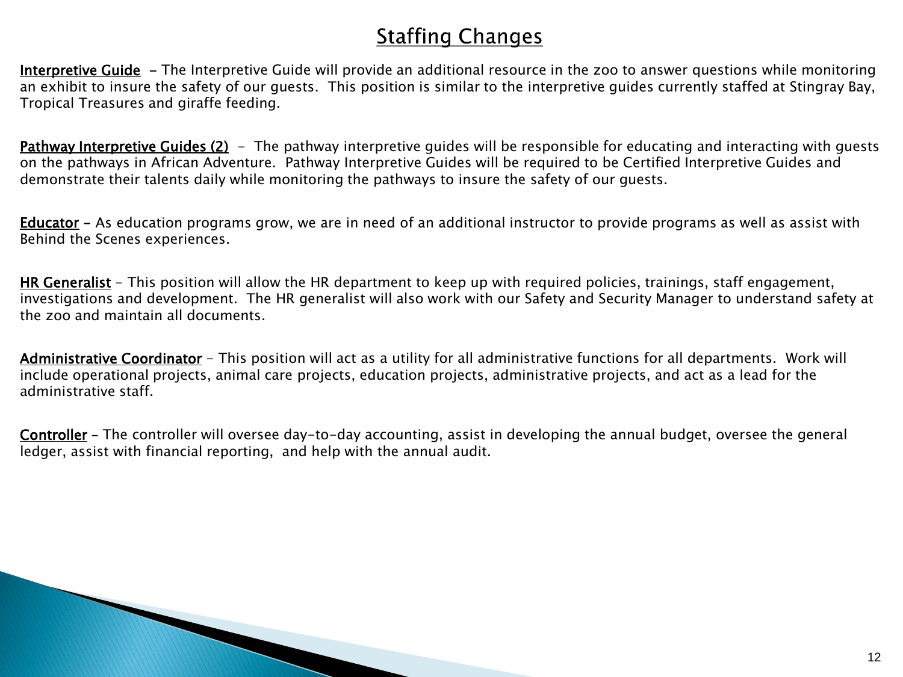# Staffing Changes

**Interpretive Guide** - The Interpretive Guide will provide an additional resource in the zoo to answer questions while monitoring an exhibit to insure the safety of our guests. This position is similar to the interpretive guides currently staffed at Stingray Bay, Tropical Treasures and giraffe feeding.

**Pathway Interpretive Guides (2)** - The pathway interpretive guides will be responsible for educating and interacting with guests on the pathways in African Adventure. Pathway Interpretive Guides will be required to be Certified Interpretive Guides and demonstrate their talents daily while monitoring the pathways to insure the safety of our guests.

**Educator** - As education programs grow, we are in need of an additional instructor to provide programs as well as assist with Behind the Scenes experiences.

**HR Generalist** - This position will allow the HR department to keep up with required policies, trainings, staff engagement, investigations and development. The HR generalist will also work with our Safety and Security Manager to understand safety at the zoo and maintain all documents.

**Administrative Coordinator** - This position will act as a utility for all administrative functions for all departments. Work will include operational projects, animal care projects, education projects, administrative projects, and act as a lead for the administrative staff.

**Controller** - The controller will oversee day-to-day accounting, assist in developing the annual budget, oversee the general ledger, assist with financial reporting, and help with the annual audit.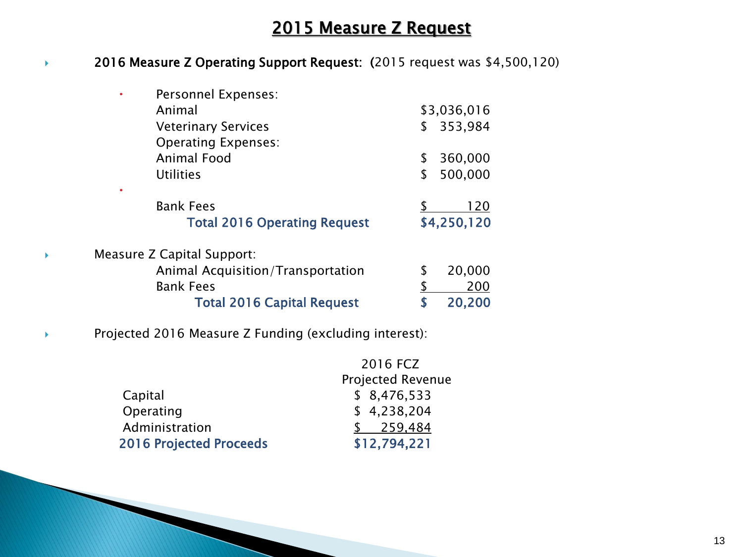# 2015 Measure Z Request

- **2016 Measure Z Operating Support Request:** (2015 request was $4,500,120)

  - Personnel Expenses:

| | |
|---|---|
| Animal | $3,036,016 |
| Veterinary Services | $ 353,984 |
| Operating Expenses: | |
| Animal Food | $ 360,000 |
| Utilities | $ 500,000 |
| Bank Fees | $ 120 |
| **Total 2016 Operating Request** | **$4,250,120** |

- Measure Z Capital Support:

| | |
|---|---|
| Animal Acquisition/Transportation | $ 20,000 |
| Bank Fees | $ 200 |
| **Total 2016 Capital Request** | **$ 20,200** |

- Projected 2016 Measure Z Funding (excluding interest):

| | 2016 FCZ Projected Revenue |
|---|---|
| Capital | $ 8,476,533 |
| Operating | $ 4,238,204 |
| Administration | $ 259,484 |
| **2016 Projected Proceeds** | **$12,794,221** |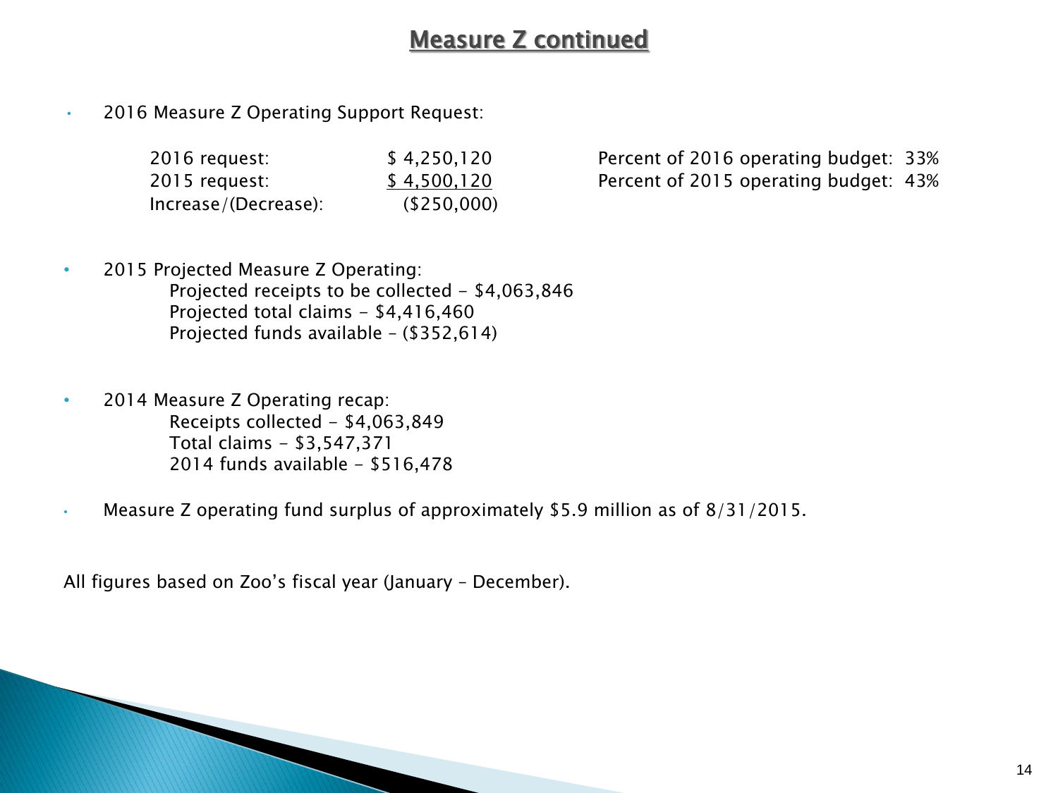# Measure Z continued

- 2016 Measure Z Operating Support Request:

| | | |
|---|---|---|
| 2016 request: | $ 4,250,120 | Percent of 2016 operating budget: 33% |
| 2015 request: | $ 4,500,120 | Percent of 2015 operating budget: 43% |
| Increase/(Decrease): | ($250,000) | |

- 2015 Projected Measure Z Operating:
  - Projected receipts to be collected - $4,063,846
  - Projected total claims - $4,416,460
  - Projected funds available – ($352,614)

- 2014 Measure Z Operating recap:
  - Receipts collected - $4,063,849
  - Total claims - $3,547,371
  - 2014 funds available - $516,478

- Measure Z operating fund surplus of approximately $5.9 million as of 8/31/2015.

All figures based on Zoo's fiscal year (January – December).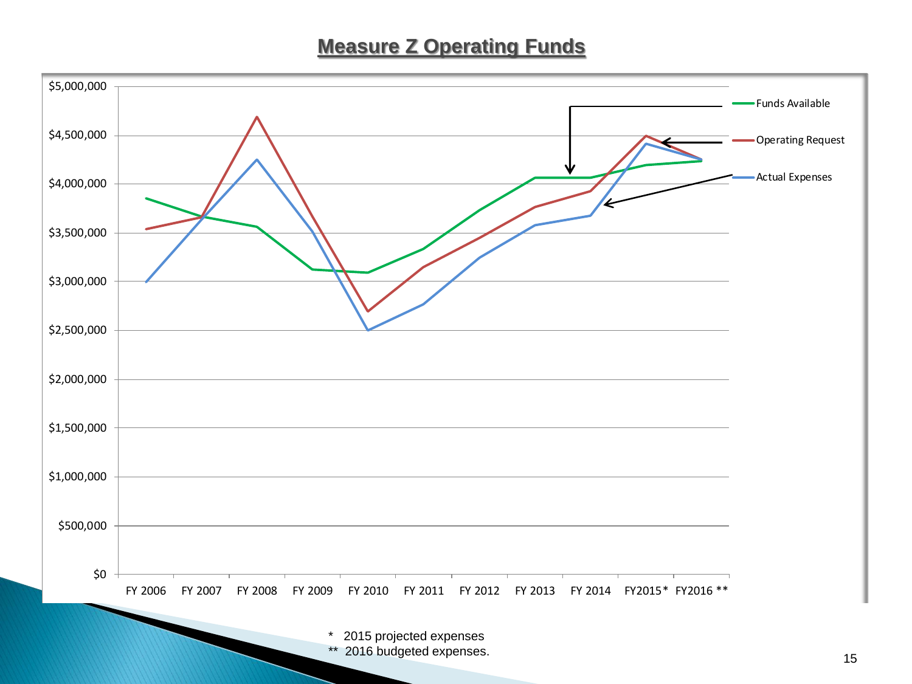# Measure Z Operating Funds

$5,000,000
$4,500,000
$4,000,000
$3,500,000
$3,000,000
$2,500,000
$2,000,000
$1,500,000
$1,000,000
$500,000
$0

FY 2006 FY 2007 FY 2008 FY 2009 FY 2010 FY 2011 FY 2012 FY 2013 FY 2014 FY2015* FY2016 **

Funds Available
Operating Request
Actual Expenses

\* 2015 projected expenses
\*\* 2016 budgeted expenses.